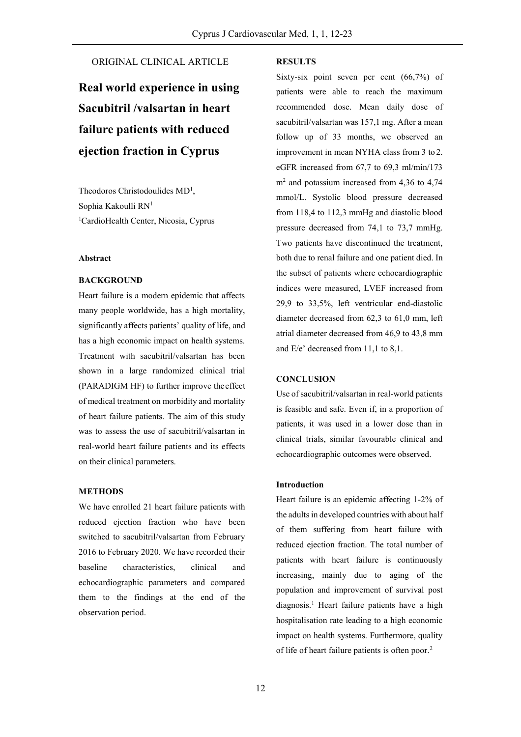ORIGINAL CLINICAL ARTICLE

# Real world experience in using Sacubitril /valsartan in heart failure patients with reduced ejection fraction in Cyprus

Theodoros Christodoulides MD[1], Sophia Kakoulli RN[1]

[1]CardioHealth Center, Nicosia, Cyprus

## Abstract

### BACKGROUND

Heart failure is a modern epidemic that affects many people worldwide, has a high mortality, significantly affects patients' quality of life, and has a high economic impact on health systems. Treatment with sacubitril/valsartan has been shown in a large randomized clinical trial (PARADIGM HF) to further improve the effect of medical treatment on morbidity and mortality of heart failure patients. The aim of this study was to assess the use of sacubitril/valsartan in real-world heart failure patients and its effects on their clinical parameters.

### METHODS

We have enrolled 21 heart failure patients with reduced ejection fraction who have been switched to sacubitril/valsartan from February 2016 to February 2020. We have recorded their baseline characteristics, clinical and echocardiographic parameters and compared them to the findings at the end of the observation period.

### RESULTS

Sixty-six point seven per cent (66,7%) of patients were able to reach the maximum recommended dose. Mean daily dose of sacubitril/valsartan was 157,1 mg. After a mean follow up of 33 months, we observed an improvement in mean NYHA class from 3 to 2. eGFR increased from 67,7 to 69,3 ml/min/173 $m^2$ and potassium increased from 4,36 to 4,74 mmol/L. Systolic blood pressure decreased from 118,4 to 112,3 mmHg and diastolic blood pressure decreased from 74,1 to 73,7 mmHg. Two patients have discontinued the treatment, both due to renal failure and one patient died. In the subset of patients where echocardiographic indices were measured, LVEF increased from 29,9 to 33,5%, left ventricular end-diastolic diameter decreased from 62,3 to 61,0 mm, left atrial diameter decreased from 46,9 to 43,8 mm and E/e' decreased from 11,1 to 8,1.

### CONCLUSION

Use of sacubitril/valsartan in real-world patients is feasible and safe. Even if, in a proportion of patients, it was used in a lower dose than in clinical trials, similar favourable clinical and echocardiographic outcomes were observed.

## Introduction

Heart failure is an epidemic affecting 1-2% of the adults in developed countries with about half of them suffering from heart failure with reduced ejection fraction. The total number of patients with heart failure is continuously increasing, mainly due to aging of the population and improvement of survival post diagnosis.[1] Heart failure patients have a high hospitalisation rate leading to a high economic impact on health systems. Furthermore, quality of life of heart failure patients is often poor.[2]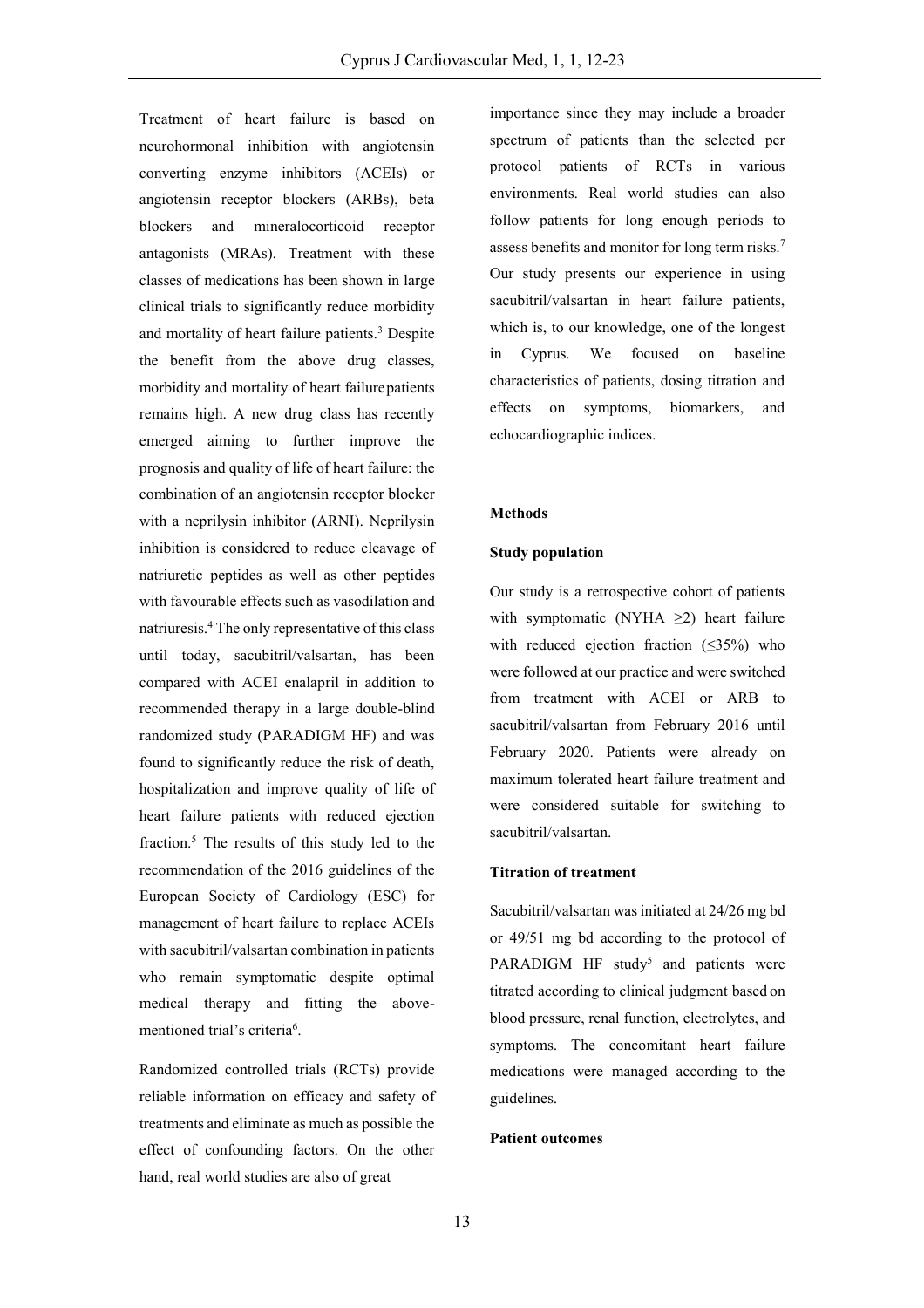Treatment of heart failure is based on neurohormonal inhibition with angiotensin converting enzyme inhibitors (ACEIs) or angiotensin receptor blockers (ARBs), beta blockers and mineralocorticoid receptor antagonists (MRAs). Treatment with these classes of medications has been shown in large clinical trials to significantly reduce morbidity and mortality of heart failure patients.[3] Despite the benefit from the above drug classes, morbidity and mortality of heart failure patients remains high. A new drug class has recently emerged aiming to further improve the prognosis and quality of life of heart failure: the combination of an angiotensin receptor blocker with a neprilysin inhibitor (ARNI). Neprilysin inhibition is considered to reduce cleavage of natriuretic peptides as well as other peptides with favourable effects such as vasodilation and natriuresis.[4] The only representative of this class until today, sacubitril/valsartan, has been compared with ACEI enalapril in addition to recommended therapy in a large double-blind randomized study (PARADIGM HF) and was found to significantly reduce the risk of death, hospitalization and improve quality of life of heart failure patients with reduced ejection fraction.[5] The results of this study led to the recommendation of the 2016 guidelines of the European Society of Cardiology (ESC) for management of heart failure to replace ACEIs with sacubitril/valsartan combination in patients who remain symptomatic despite optimal medical therapy and fitting the above-mentioned trial's criteria[6].

Randomized controlled trials (RCTs) provide reliable information on efficacy and safety of treatments and eliminate as much as possible the effect of confounding factors. On the other hand, real world studies are also of great importance since they may include a broader spectrum of patients than the selected per protocol patients of RCTs in various environments. Real world studies can also follow patients for long enough periods to assess benefits and monitor for long term risks.[7] Our study presents our experience in using sacubitril/valsartan in heart failure patients, which is, to our knowledge, one of the longest in Cyprus. We focused on baseline characteristics of patients, dosing titration and effects on symptoms, biomarkers, and echocardiographic indices.

## Methods

### Study population

Our study is a retrospective cohort of patients with symptomatic (NYHA ≥2) heart failure with reduced ejection fraction (≤35%) who were followed at our practice and were switched from treatment with ACEI or ARB to sacubitril/valsartan from February 2016 until February 2020. Patients were already on maximum tolerated heart failure treatment and were considered suitable for switching to sacubitril/valsartan.

### Titration of treatment

Sacubitril/valsartan was initiated at 24/26 mg bd or 49/51 mg bd according to the protocol of PARADIGM HF study[5] and patients were titrated according to clinical judgment based on blood pressure, renal function, electrolytes, and symptoms. The concomitant heart failure medications were managed according to the guidelines.

### Patient outcomes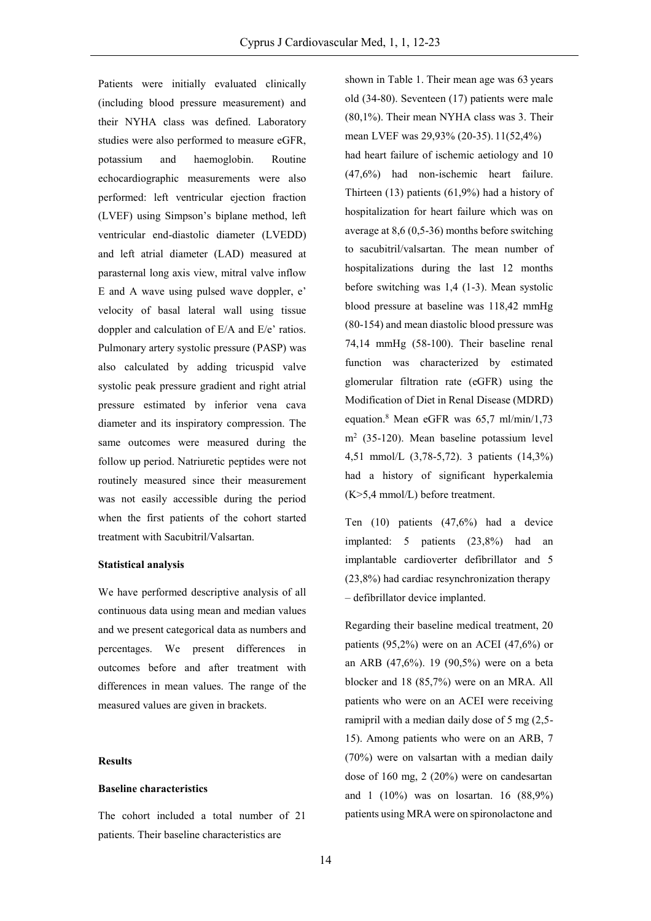Patients were initially evaluated clinically (including blood pressure measurement) and their NYHA class was defined. Laboratory studies were also performed to measure eGFR, potassium and haemoglobin. Routine echocardiographic measurements were also performed: left ventricular ejection fraction (LVEF) using Simpson's biplane method, left ventricular end-diastolic diameter (LVEDD) and left atrial diameter (LAD) measured at parasternal long axis view, mitral valve inflow E and A wave using pulsed wave doppler, e' velocity of basal lateral wall using tissue doppler and calculation of E/A and E/e' ratios. Pulmonary artery systolic pressure (PASP) was also calculated by adding tricuspid valve systolic peak pressure gradient and right atrial pressure estimated by inferior vena cava diameter and its inspiratory compression. The same outcomes were measured during the follow up period. Natriuretic peptides were not routinely measured since their measurement was not easily accessible during the period when the first patients of the cohort started treatment with Sacubitril/Valsartan.

**Statistical analysis**

We have performed descriptive analysis of all continuous data using mean and median values and we present categorical data as numbers and percentages. We present differences in outcomes before and after treatment with differences in mean values. The range of the measured values are given in brackets.

**Results**

**Baseline characteristics**

The cohort included a total number of 21 patients. Their baseline characteristics are shown in Table 1. Their mean age was 63 years old (34-80). Seventeen (17) patients were male (80,1%). Their mean NYHA class was 3. Their mean LVEF was 29,93% (20-35). 11(52,4%) had heart failure of ischemic aetiology and 10 (47,6%) had non-ischemic heart failure. Thirteen (13) patients (61,9%) had a history of hospitalization for heart failure which was on average at 8,6 (0,5-36) months before switching to sacubitril/valsartan. The mean number of hospitalizations during the last 12 months before switching was 1,4 (1-3). Mean systolic blood pressure at baseline was 118,42 mmHg (80-154) and mean diastolic blood pressure was 74,14 mmHg (58-100). Their baseline renal function was characterized by estimated glomerular filtration rate (eGFR) using the Modification of Diet in Renal Disease (MDRD) equation.[8] Mean eGFR was 65,7 ml/min/1,73 $m^2$ (35-120). Mean baseline potassium level 4,51 mmol/L (3,78-5,72). 3 patients (14,3%) had a history of significant hyperkalemia (K>5,4 mmol/L) before treatment.

Ten (10) patients (47,6%) had a device implanted: 5 patients (23,8%) had an implantable cardioverter defibrillator and 5 (23,8%) had cardiac resynchronization therapy – defibrillator device implanted.

Regarding their baseline medical treatment, 20 patients (95,2%) were on an ACEI (47,6%) or an ARB (47,6%). 19 (90,5%) were on a beta blocker and 18 (85,7%) were on an MRA. All patients who were on an ACEI were receiving ramipril with a median daily dose of 5 mg (2,5-15). Among patients who were on an ARB, 7 (70%) were on valsartan with a median daily dose of 160 mg, 2 (20%) were on candesartan and 1 (10%) was on losartan. 16 (88,9%) patients using MRA were on spironolactone and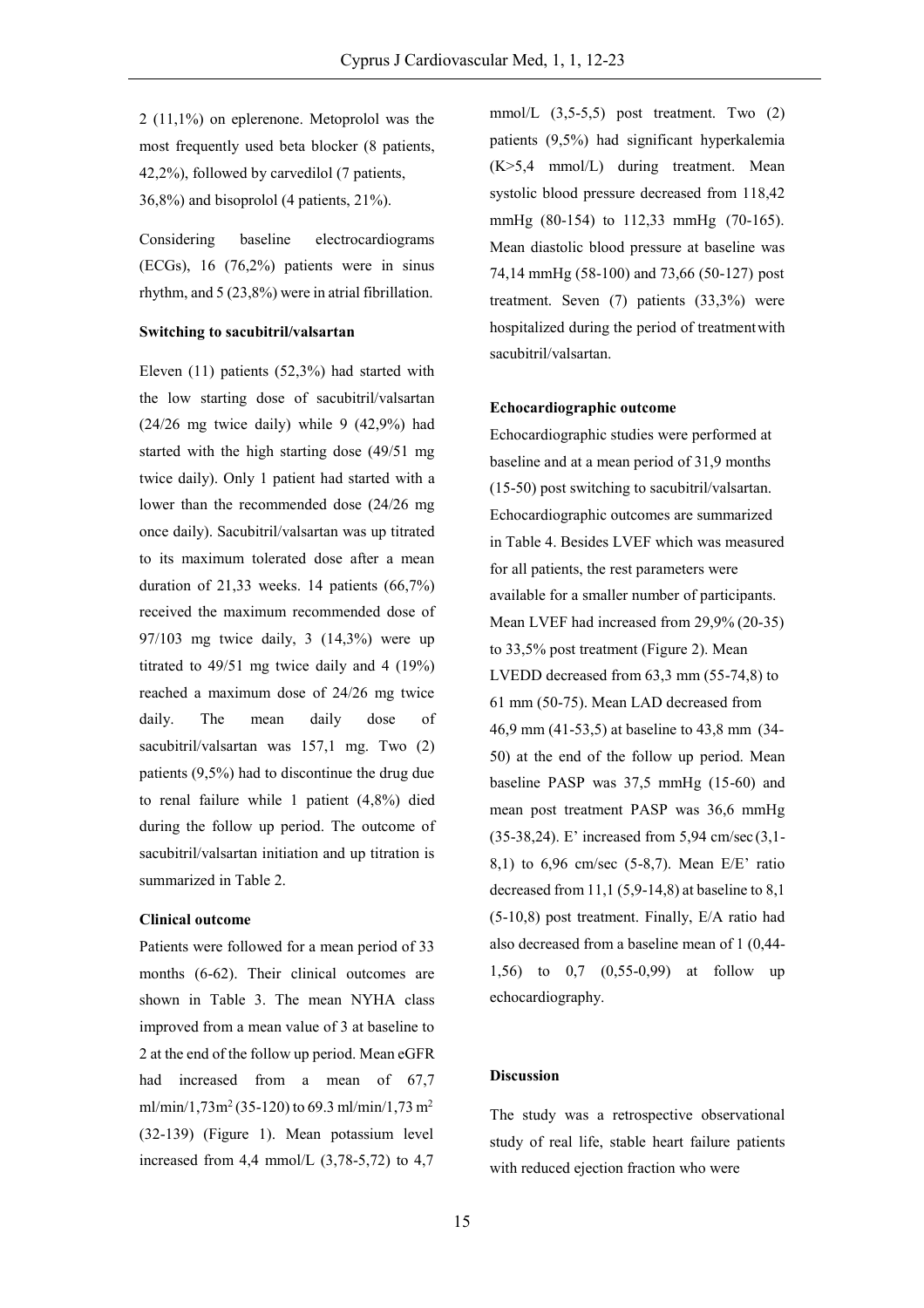2 (11,1%) on eplerenone. Metoprolol was the most frequently used beta blocker (8 patients, 42,2%), followed by carvedilol (7 patients, 36,8%) and bisoprolol (4 patients, 21%).

Considering baseline electrocardiograms (ECGs), 16 (76,2%) patients were in sinus rhythm, and 5 (23,8%) were in atrial fibrillation.

**Switching to sacubitril/valsartan**

Eleven (11) patients (52,3%) had started with the low starting dose of sacubitril/valsartan (24/26 mg twice daily) while 9 (42,9%) had started with the high starting dose (49/51 mg twice daily). Only 1 patient had started with a lower than the recommended dose (24/26 mg once daily). Sacubitril/valsartan was up titrated to its maximum tolerated dose after a mean duration of 21,33 weeks. 14 patients (66,7%) received the maximum recommended dose of 97/103 mg twice daily, 3 (14,3%) were up titrated to 49/51 mg twice daily and 4 (19%) reached a maximum dose of 24/26 mg twice daily. The mean daily dose of sacubitril/valsartan was 157,1 mg. Two (2) patients (9,5%) had to discontinue the drug due to renal failure while 1 patient (4,8%) died during the follow up period. The outcome of sacubitril/valsartan initiation and up titration is summarized in Table 2.

**Clinical outcome**

Patients were followed for a mean period of 33 months (6-62). Their clinical outcomes are shown in Table 3. The mean NYHA class improved from a mean value of 3 at baseline to 2 at the end of the follow up period. Mean eGFR had increased from a mean of 67,7 ml/min/1,73m$^2$ (35-120) to 69.3 ml/min/1,73 m$^2$ (32-139) (Figure 1). Mean potassium level increased from 4,4 mmol/L (3,78-5,72) to 4,7 mmol/L (3,5-5,5) post treatment. Two (2) patients (9,5%) had significant hyperkalemia (K>5,4 mmol/L) during treatment. Mean systolic blood pressure decreased from 118,42 mmHg (80-154) to 112,33 mmHg (70-165). Mean diastolic blood pressure at baseline was 74,14 mmHg (58-100) and 73,66 (50-127) post treatment. Seven (7) patients (33,3%) were hospitalized during the period of treatment with sacubitril/valsartan.

**Echocardiographic outcome**

Echocardiographic studies were performed at baseline and at a mean period of 31,9 months (15-50) post switching to sacubitril/valsartan. Echocardiographic outcomes are summarized in Table 4. Besides LVEF which was measured for all patients, the rest parameters were available for a smaller number of participants. Mean LVEF had increased from 29,9% (20-35) to 33,5% post treatment (Figure 2). Mean LVEDD decreased from 63,3 mm (55-74,8) to 61 mm (50-75). Mean LAD decreased from 46,9 mm (41-53,5) at baseline to 43,8 mm (34-50) at the end of the follow up period. Mean baseline PASP was 37,5 mmHg (15-60) and mean post treatment PASP was 36,6 mmHg (35-38,24). E' increased from 5,94 cm/sec (3,1-8,1) to 6,96 cm/sec (5-8,7). Mean E/E' ratio decreased from 11,1 (5,9-14,8) at baseline to 8,1 (5-10,8) post treatment. Finally, E/A ratio had also decreased from a baseline mean of 1 (0,44-1,56) to 0,7 (0,55-0,99) at follow up echocardiography.

**Discussion**

The study was a retrospective observational study of real life, stable heart failure patients with reduced ejection fraction who were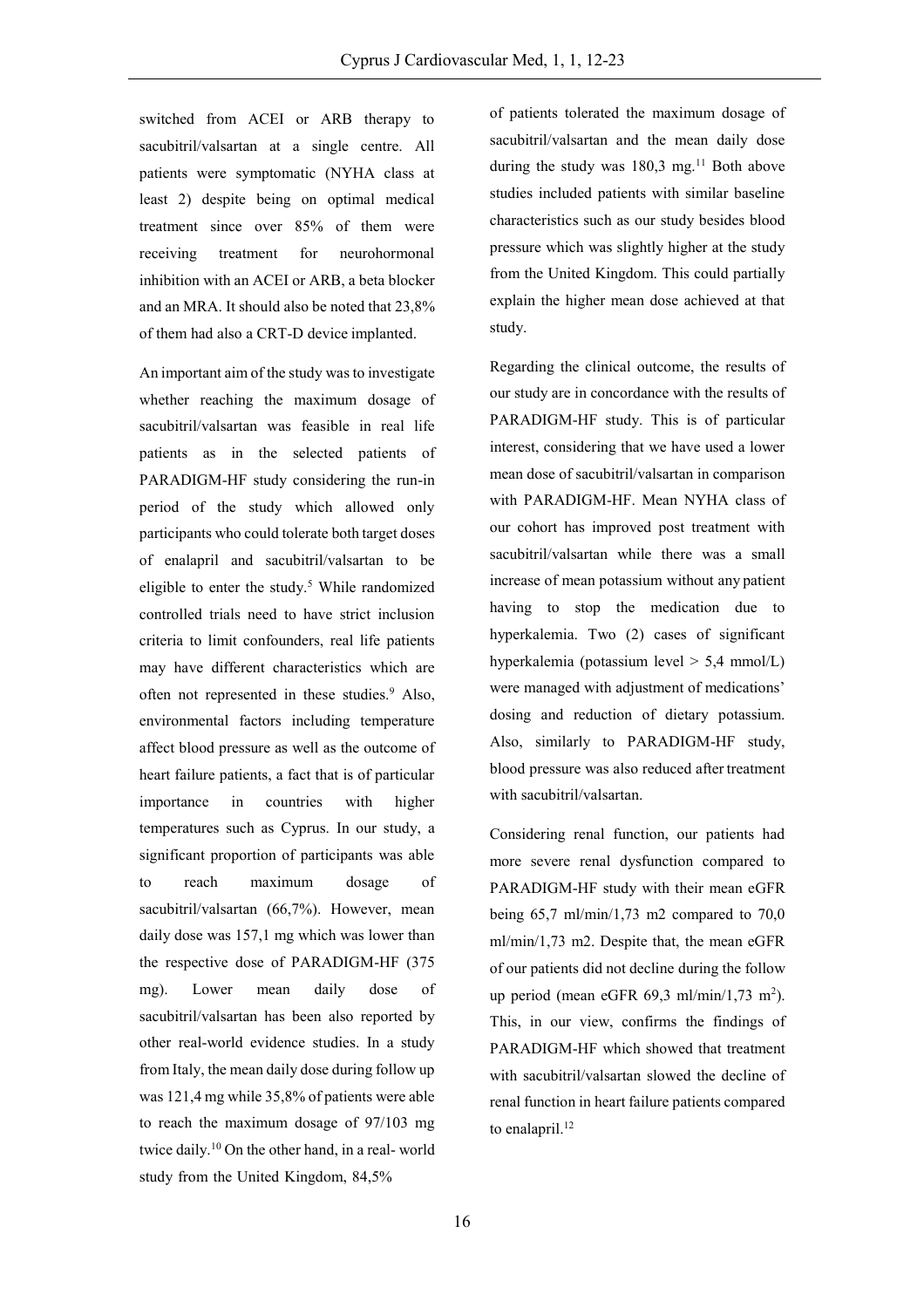switched from ACEI or ARB therapy to sacubitril/valsartan at a single centre. All patients were symptomatic (NYHA class at least 2) despite being on optimal medical treatment since over 85% of them were receiving treatment for neurohormonal inhibition with an ACEI or ARB, a beta blocker and an MRA. It should also be noted that 23,8% of them had also a CRT-D device implanted.

An important aim of the study was to investigate whether reaching the maximum dosage of sacubitril/valsartan was feasible in real life patients as in the selected patients of PARADIGM-HF study considering the run-in period of the study which allowed only participants who could tolerate both target doses of enalapril and sacubitril/valsartan to be eligible to enter the study.[5] While randomized controlled trials need to have strict inclusion criteria to limit confounders, real life patients may have different characteristics which are often not represented in these studies.[9] Also, environmental factors including temperature affect blood pressure as well as the outcome of heart failure patients, a fact that is of particular importance in countries with higher temperatures such as Cyprus. In our study, a significant proportion of participants was able to reach maximum dosage of sacubitril/valsartan (66,7%). However, mean daily dose was 157,1 mg which was lower than the respective dose of PARADIGM-HF (375 mg). Lower mean daily dose of sacubitril/valsartan has been also reported by other real-world evidence studies. In a study from Italy, the mean daily dose during follow up was 121,4 mg while 35,8% of patients were able to reach the maximum dosage of 97/103 mg twice daily.[10] On the other hand, in a real- world study from the United Kingdom, 84,5% of patients tolerated the maximum dosage of sacubitril/valsartan and the mean daily dose during the study was 180,3 mg.[11] Both above studies included patients with similar baseline characteristics such as our study besides blood pressure which was slightly higher at the study from the United Kingdom. This could partially explain the higher mean dose achieved at that study.

Regarding the clinical outcome, the results of our study are in concordance with the results of PARADIGM-HF study. This is of particular interest, considering that we have used a lower mean dose of sacubitril/valsartan in comparison with PARADIGM-HF. Mean NYHA class of our cohort has improved post treatment with sacubitril/valsartan while there was a small increase of mean potassium without any patient having to stop the medication due to hyperkalemia. Two (2) cases of significant hyperkalemia (potassium level > 5,4 mmol/L) were managed with adjustment of medications' dosing and reduction of dietary potassium. Also, similarly to PARADIGM-HF study, blood pressure was also reduced after treatment with sacubitril/valsartan.

Considering renal function, our patients had more severe renal dysfunction compared to PARADIGM-HF study with their mean eGFR being 65,7 ml/min/1,73 m2 compared to 70,0 ml/min/1,73 m2. Despite that, the mean eGFR of our patients did not decline during the follow up period (mean eGFR 69,3 ml/min/1,73 $m^2$). This, in our view, confirms the findings of PARADIGM-HF which showed that treatment with sacubitril/valsartan slowed the decline of renal function in heart failure patients compared to enalapril.[12]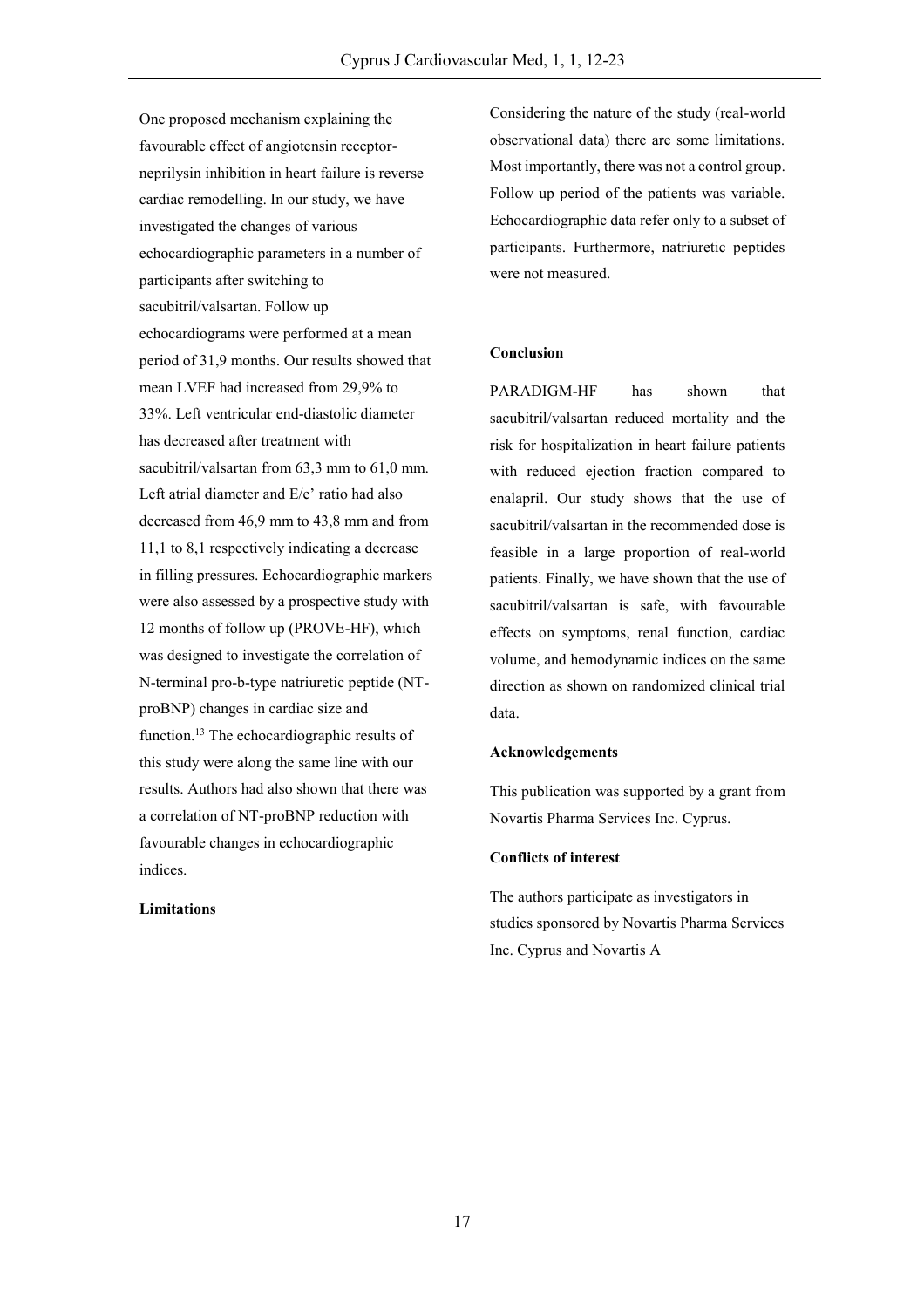One proposed mechanism explaining the favourable effect of angiotensin receptor-neprilysin inhibition in heart failure is reverse cardiac remodelling. In our study, we have investigated the changes of various echocardiographic parameters in a number of participants after switching to sacubitril/valsartan. Follow up echocardiograms were performed at a mean period of 31,9 months. Our results showed that mean LVEF had increased from 29,9% to 33%. Left ventricular end-diastolic diameter has decreased after treatment with sacubitril/valsartan from 63,3 mm to 61,0 mm. Left atrial diameter and E/e' ratio had also decreased from 46,9 mm to 43,8 mm and from 11,1 to 8,1 respectively indicating a decrease in filling pressures. Echocardiographic markers were also assessed by a prospective study with 12 months of follow up (PROVE-HF), which was designed to investigate the correlation of N-terminal pro-b-type natriuretic peptide (NT-proBNP) changes in cardiac size and function.[13] The echocardiographic results of this study were along the same line with our results. Authors had also shown that there was a correlation of NT-proBNP reduction with favourable changes in echocardiographic indices.

**Limitations**

Considering the nature of the study (real-world observational data) there are some limitations. Most importantly, there was not a control group. Follow up period of the patients was variable. Echocardiographic data refer only to a subset of participants. Furthermore, natriuretic peptides were not measured.

**Conclusion**

PARADIGM-HF has shown that sacubitril/valsartan reduced mortality and the risk for hospitalization in heart failure patients with reduced ejection fraction compared to enalapril. Our study shows that the use of sacubitril/valsartan in the recommended dose is feasible in a large proportion of real-world patients. Finally, we have shown that the use of sacubitril/valsartan is safe, with favourable effects on symptoms, renal function, cardiac volume, and hemodynamic indices on the same direction as shown on randomized clinical trial data.

**Acknowledgements**

This publication was supported by a grant from Novartis Pharma Services Inc. Cyprus.

**Conflicts of interest**

The authors participate as investigators in studies sponsored by Novartis Pharma Services Inc. Cyprus and Novartis A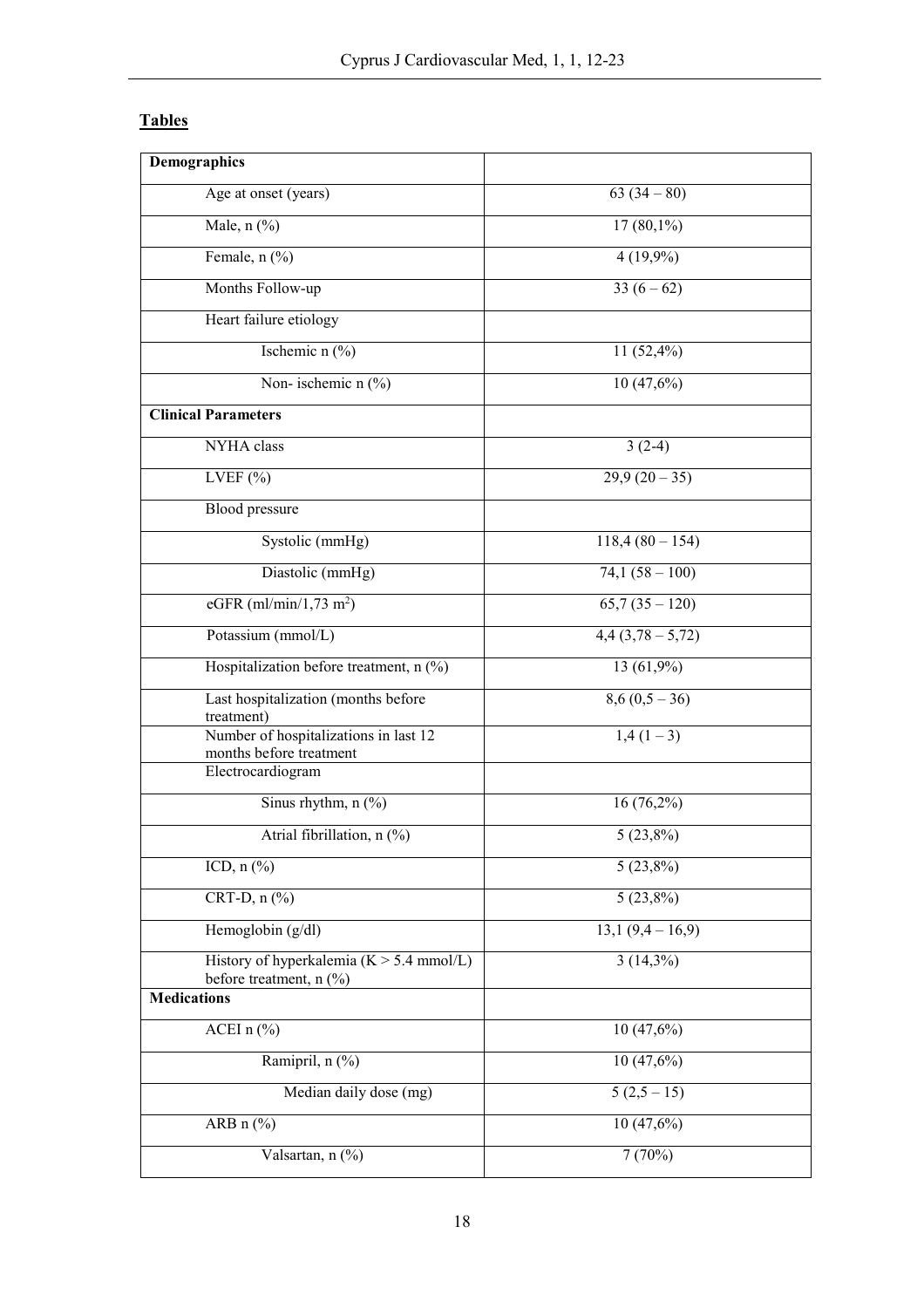## Tables

| **Demographics** | |
|---|---|
| Age at onset (years) | 63 (34 – 80) |
| Male, n (%) | 17 (80,1%) |
| Female, n (%) | 4 (19,9%) |
| Months Follow-up | 33 (6 – 62) |
| Heart failure etiology | |
| Ischemic n (%) | 11 (52,4%) |
| Non- ischemic n (%) | 10 (47,6%) |
| **Clinical Parameters** | |
| NYHA class | 3 (2-4) |
| LVEF (%) | 29,9 (20 – 35) |
| Blood pressure | |
| Systolic (mmHg) | 118,4 (80 – 154) |
| Diastolic (mmHg) | 74,1 (58 – 100) |
| eGFR (ml/min/1,73 $m^2$) | 65,7 (35 – 120) |
| Potassium (mmol/L) | 4,4 (3,78 – 5,72) |
| Hospitalization before treatment, n (%) | 13 (61,9%) |
| Last hospitalization (months before treatment) | 8,6 (0,5 – 36) |
| Number of hospitalizations in last 12 months before treatment | 1,4 (1 – 3) |
| Electrocardiogram | |
| Sinus rhythm, n (%) | 16 (76,2%) |
| Atrial fibrillation, n (%) | 5 (23,8%) |
| ICD, n (%) | 5 (23,8%) |
| CRT-D, n (%) | 5 (23,8%) |
| Hemoglobin (g/dl) | 13,1 (9,4 – 16,9) |
| History of hyperkalemia (K > 5.4 mmol/L) before treatment, n (%) | 3 (14,3%) |
| **Medications** | |
| ACEI n (%) | 10 (47,6%) |
| Ramipril, n (%) | 10 (47,6%) |
| Median daily dose (mg) | 5 (2,5 – 15) |
| ARB n (%) | 10 (47,6%) |
| Valsartan, n (%) | 7 (70%) |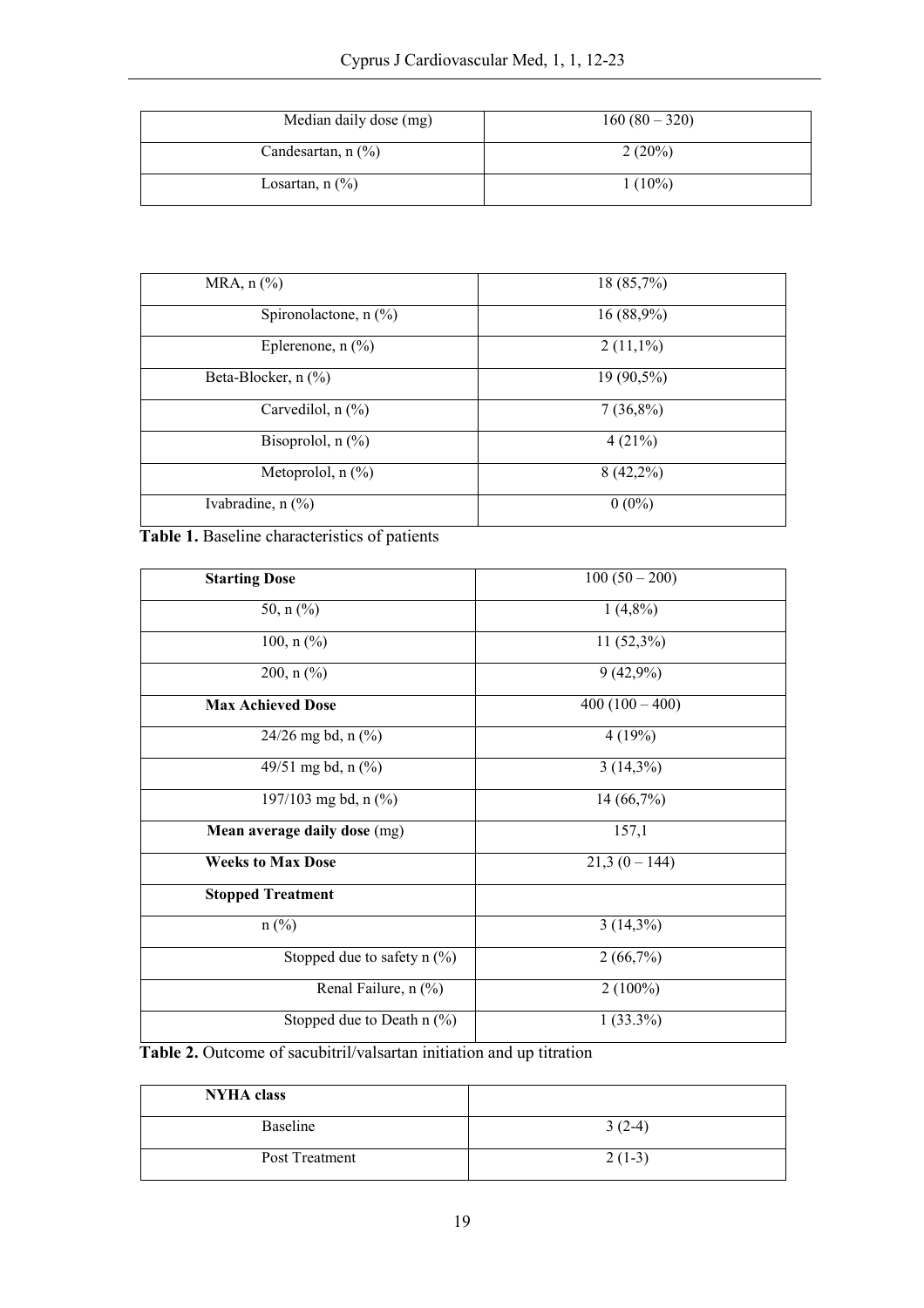| Median daily dose (mg) | 160 (80 – 320) |
|---|---|
| Candesartan, n (%) | 2 (20%) |
| Losartan, n (%) | 1 (10%) |

| MRA, n (%) | 18 (85,7%) |
|---|---|
| Spironolactone, n (%) | 16 (88,9%) |
| Eplerenone, n (%) | 2 (11,1%) |
| Beta-Blocker, n (%) | 19 (90,5%) |
| Carvedilol, n (%) | 7 (36,8%) |
| Bisoprolol, n (%) | 4 (21%) |
| Metoprolol, n (%) | 8 (42,2%) |
| Ivabradine, n (%) | 0 (0%) |

**Table 1.** Baseline characteristics of patients

| **Starting Dose** | 100 (50 – 200) |
|---|---|
| 50, n (%) | 1 (4,8%) |
| 100, n (%) | 11 (52,3%) |
| 200, n (%) | 9 (42,9%) |
| **Max Achieved Dose** | 400 (100 – 400) |
| 24/26 mg bd, n (%) | 4 (19%) |
| 49/51 mg bd, n (%) | 3 (14,3%) |
| 197/103 mg bd, n (%) | 14 (66,7%) |
| **Mean average daily dose** (mg) | 157,1 |
| **Weeks to Max Dose** | 21,3 (0 – 144) |
| **Stopped Treatment** | |
| n (%) | 3 (14,3%) |
| Stopped due to safety n (%) | 2 (66,7%) |
| Renal Failure, n (%) | 2 (100%) |
| Stopped due to Death n (%) | 1 (33.3%) |

**Table 2.** Outcome of sacubitril/valsartan initiation and up titration

| **NYHA class** | |
|---|---|
| Baseline | 3 (2-4) |
| Post Treatment | 2 (1-3) |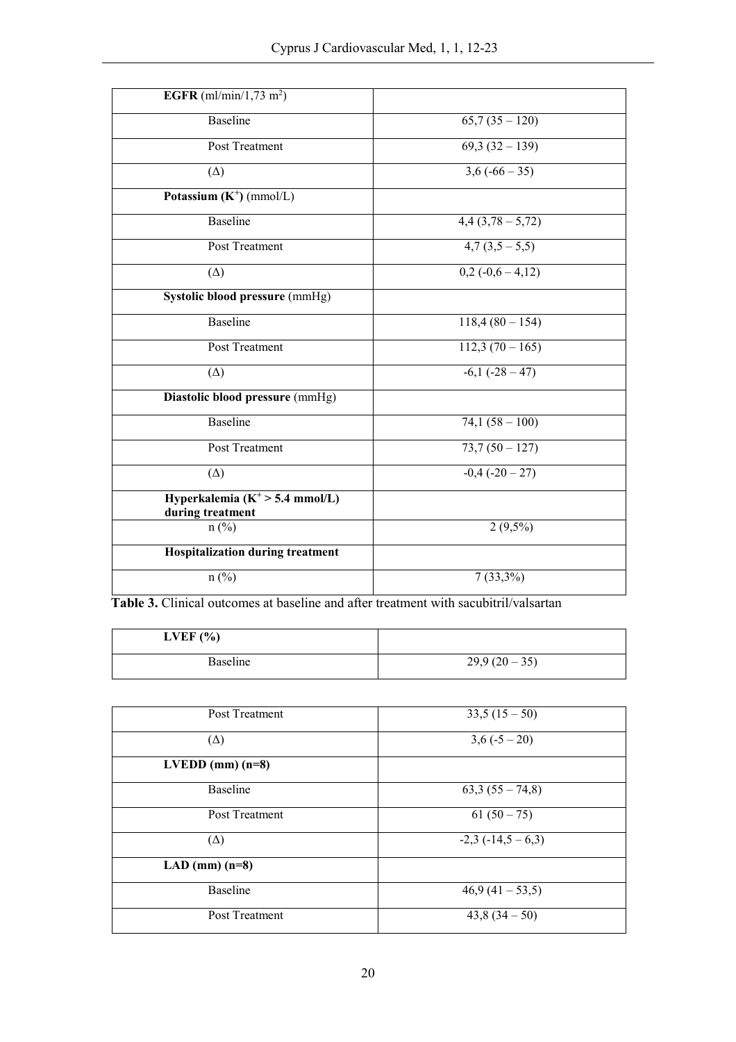| **EGFR** (ml/min/1,73 m$^2$) | |
|---|---|
| Baseline | 65,7 (35 – 120) |
| Post Treatment | 69,3 (32 – 139) |
| (Δ) | 3,6 (-66 – 35) |
| **Potassium ($K^+$)** (mmol/L) | |
| Baseline | 4,4 (3,78 – 5,72) |
| Post Treatment | 4,7 (3,5 – 5,5) |
| (Δ) | 0,2 (-0,6 – 4,12) |
| **Systolic blood pressure** (mmHg) | |
| Baseline | 118,4 (80 – 154) |
| Post Treatment | 112,3 (70 – 165) |
| (Δ) | -6,1 (-28 – 47) |
| **Diastolic blood pressure** (mmHg) | |
| Baseline | 74,1 (58 – 100) |
| Post Treatment | 73,7 (50 – 127) |
| (Δ) | -0,4 (-20 – 27) |
| **Hyperkalemia ($K^+$ > 5.4 mmol/L) during treatment** | |
| n (%) | 2 (9,5%) |
| **Hospitalization during treatment** | |
| n (%) | 7 (33,3%) |

**Table 3.** Clinical outcomes at baseline and after treatment with sacubitril/valsartan

| **LVEF (%)** | |
|---|---|
| Baseline | 29,9 (20 – 35) |
| Post Treatment | 33,5 (15 – 50) |
| (Δ) | 3,6 (-5 – 20) |
| **LVEDD (mm) (n=8)** | |
| Baseline | 63,3 (55 – 74,8) |
| Post Treatment | 61 (50 – 75) |
| (Δ) | -2,3 (-14,5 – 6,3) |
| **LAD (mm) (n=8)** | |
| Baseline | 46,9 (41 – 53,5) |
| Post Treatment | 43,8 (34 – 50) |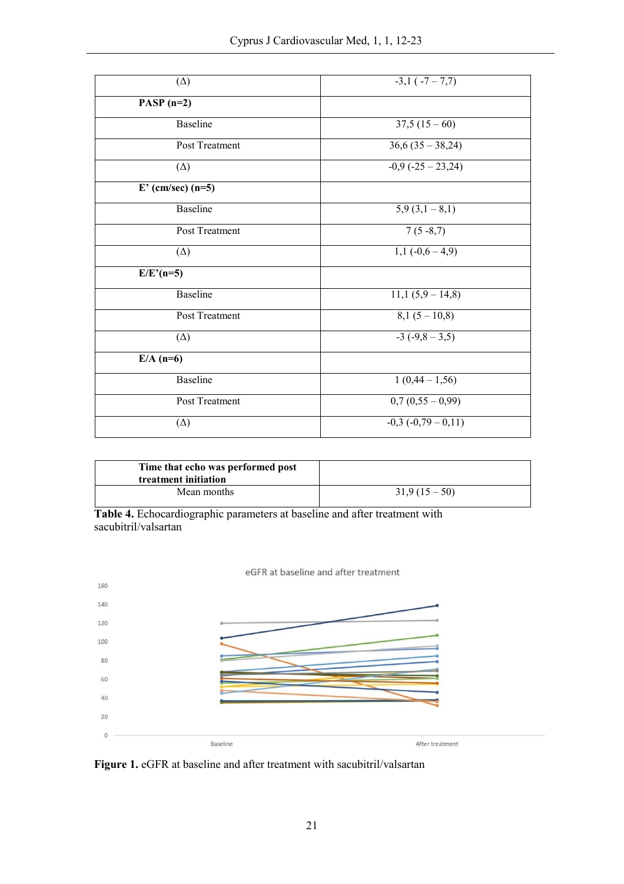| | |
|---|---|
| (Δ) | -3,1 ( -7 – 7,7) |
| **PASP (n=2)** | |
| Baseline | 37,5 (15 – 60) |
| Post Treatment | 36,6 (35 – 38,24) |
| (Δ) | -0,9 (-25 – 23,24) |
| **E' (cm/sec) (n=5)** | |
| Baseline | 5,9 (3,1 – 8,1) |
| Post Treatment | 7 (5 -8,7) |
| (Δ) | 1,1 (-0,6 – 4,9) |
| **E/E'(n=5)** | |
| Baseline | 11,1 (5,9 – 14,8) |
| Post Treatment | 8,1 (5 – 10,8) |
| (Δ) | -3 (-9,8 – 3,5) |
| **E/A (n=6)** | |
| Baseline | 1 (0,44 – 1,56) |
| Post Treatment | 0,7 (0,55 – 0,99) |
| (Δ) | -0,3 (-0,79 – 0,11) |

| **Time that echo was performed post treatment initiation** | |
|---|---|
| Mean months | 31,9 (15 – 50) |

**Table 4.** Echocardiographic parameters at baseline and after treatment with sacubitril/valsartan

**Figure 1.** eGFR at baseline and after treatment with sacubitril/valsartan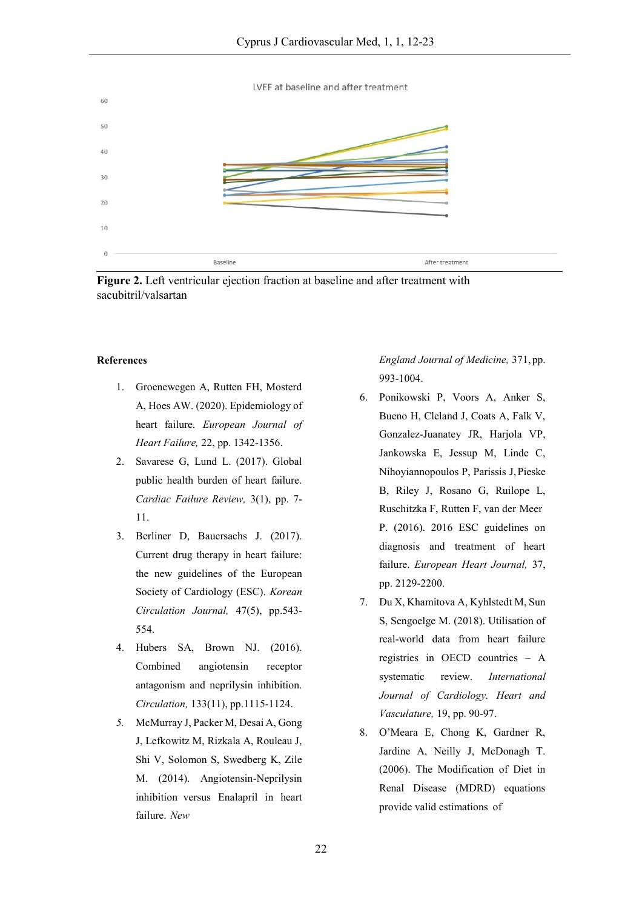LVEF at baseline and after treatment

**Figure 2.** Left ventricular ejection fraction at baseline and after treatment with sacubitril/valsartan

**References**

1. Groenewegen A, Rutten FH, Mosterd A, Hoes AW. (2020). Epidemiology of heart failure. *European Journal of Heart Failure,* 22, pp. 1342-1356.
2. Savarese G, Lund L. (2017). Global public health burden of heart failure. *Cardiac Failure Review,* 3(1), pp. 7-11.
3. Berliner D, Bauersachs J. (2017). Current drug therapy in heart failure: the new guidelines of the European Society of Cardiology (ESC). *Korean Circulation Journal,* 47(5), pp.543-554.
4. Hubers SA, Brown NJ. (2016). Combined angiotensin receptor antagonism and neprilysin inhibition. *Circulation,* 133(11), pp.1115-1124.
5. McMurray J, Packer M, Desai A, Gong J, Lefkowitz M, Rizkala A, Rouleau J, Shi V, Solomon S, Swedberg K, Zile M. (2014). Angiotensin-Neprilysin inhibition versus Enalapril in heart failure. *New England Journal of Medicine,* 371, pp. 993-1004.
6. Ponikowski P, Voors A, Anker S, Bueno H, Cleland J, Coats A, Falk V, Gonzalez-Juanatey JR, Harjola VP, Jankowska E, Jessup M, Linde C, Nihoyiannopoulos P, Parissis J, Pieske B, Riley J, Rosano G, Ruilope L, Ruschitzka F, Rutten F, van der Meer P. (2016). 2016 ESC guidelines on diagnosis and treatment of heart failure. *European Heart Journal,* 37, pp. 2129-2200.
7. Du X, Khamitova A, Kyhlstedt M, Sun S, Sengoelge M. (2018). Utilisation of real-world data from heart failure registries in OECD countries – A systematic review. *International Journal of Cardiology. Heart and Vasculature,* 19, pp. 90-97.
8. O'Meara E, Chong K, Gardner R, Jardine A, Neilly J, McDonagh T. (2006). The Modification of Diet in Renal Disease (MDRD) equations provide valid estimations of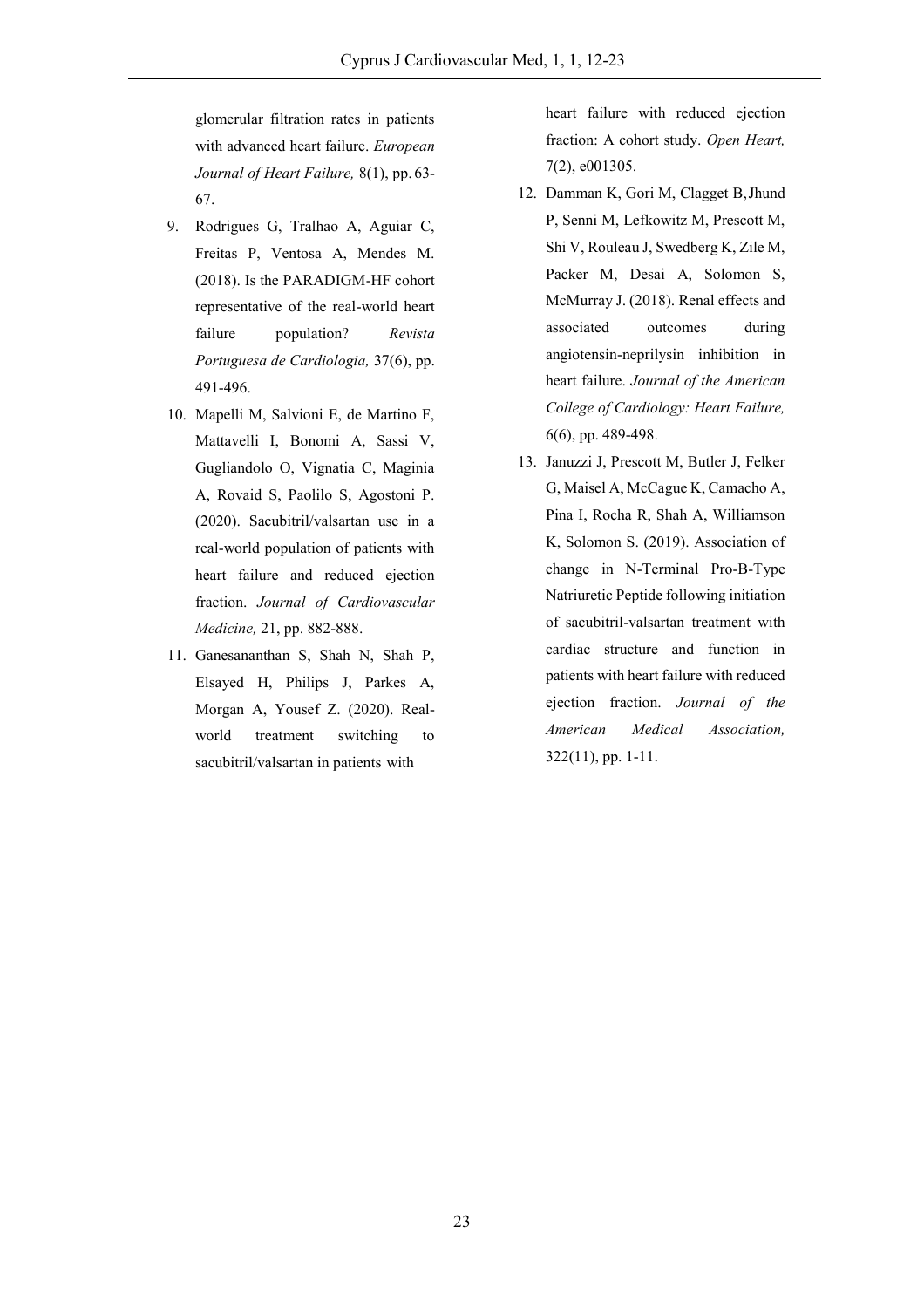glomerular filtration rates in patients with advanced heart failure. *European Journal of Heart Failure,* 8(1), pp. 63-67.

9. Rodrigues G, Tralhao A, Aguiar C, Freitas P, Ventosa A, Mendes M. (2018). Is the PARADIGM-HF cohort representative of the real-world heart failure population? *Revista Portuguesa de Cardiologia,* 37(6), pp. 491-496.
10. Mapelli M, Salvioni E, de Martino F, Mattavelli I, Bonomi A, Sassi V, Gugliandolo O, Vignatia C, Maginia A, Rovaid S, Paolilo S, Agostoni P. (2020). Sacubitril/valsartan use in a real-world population of patients with heart failure and reduced ejection fraction. *Journal of Cardiovascular Medicine,* 21, pp. 882-888.
11. Ganesananthan S, Shah N, Shah P, Elsayed H, Philips J, Parkes A, Morgan A, Yousef Z. (2020). Real-world treatment switching to sacubitril/valsartan in patients with heart failure with reduced ejection fraction: A cohort study. *Open Heart,* 7(2), e001305.
12. Damman K, Gori M, Clagget B, Jhund P, Senni M, Lefkowitz M, Prescott M, Shi V, Rouleau J, Swedberg K, Zile M, Packer M, Desai A, Solomon S, McMurray J. (2018). Renal effects and associated outcomes during angiotensin-neprilysin inhibition in heart failure. *Journal of the American College of Cardiology: Heart Failure,* 6(6), pp. 489-498.
13. Januzzi J, Prescott M, Butler J, Felker G, Maisel A, McCague K, Camacho A, Pina I, Rocha R, Shah A, Williamson K, Solomon S. (2019). Association of change in N-Terminal Pro-B-Type Natriuretic Peptide following initiation of sacubitril-valsartan treatment with cardiac structure and function in patients with heart failure with reduced ejection fraction. *Journal of the American Medical Association,* 322(11), pp. 1-11.